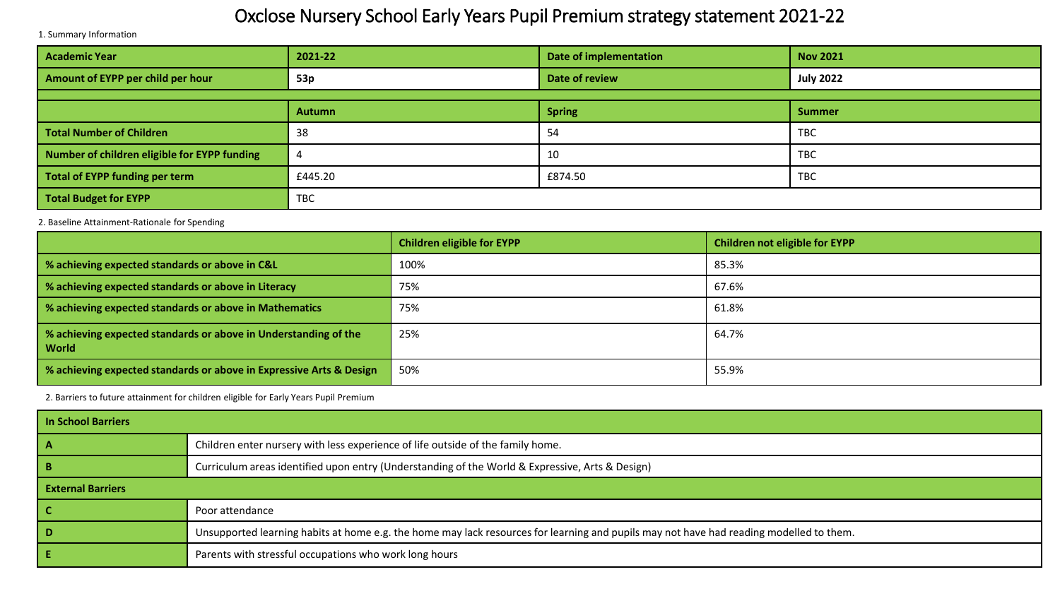# Oxclose Nursery School Early Years Pupil Premium strategy statement 2021-22

1. Summary Information

| Academic Year | 2021-22 | Date of implementation | Nov 2021 |
|---|---|---|---|
| Amount of EYPP per child per hour | 53p | Date of review | July 2022 |
| | Autumn | Spring | Summer |
| Total Number of Children | 38 | 54 | TBC |
| Number of children eligible for EYPP funding | 4 | 10 | TBC |
| Total of EYPP funding per term | £445.20 | £874.50 | TBC |
| Total Budget for EYPP | TBC | | |

2. Baseline Attainment-Rationale for Spending

| | Children eligible for EYPP | Children not eligible for EYPP |
|---|---|---|
| % achieving expected standards or above in C&L | 100% | 85.3% |
| % achieving expected standards or above in Literacy | 75% | 67.6% |
| % achieving expected standards or above in Mathematics | 75% | 61.8% |
| % achieving expected standards or above in Understanding of the World | 25% | 64.7% |
| % achieving expected standards or above in Expressive Arts & Design | 50% | 55.9% |

2. Barriers to future attainment for children eligible for Early Years Pupil Premium

| In School Barriers | |
|---|---|
| A | Children enter nursery with less experience of life outside of the family home. |
| B | Curriculum areas identified upon entry (Understanding of the World & Expressive, Arts & Design) |
| **External Barriers** | |
| C | Poor attendance |
| D | Unsupported learning habits at home e.g. the home may lack resources for learning and pupils may not have had reading modelled to them. |
| E | Parents with stressful occupations who work long hours |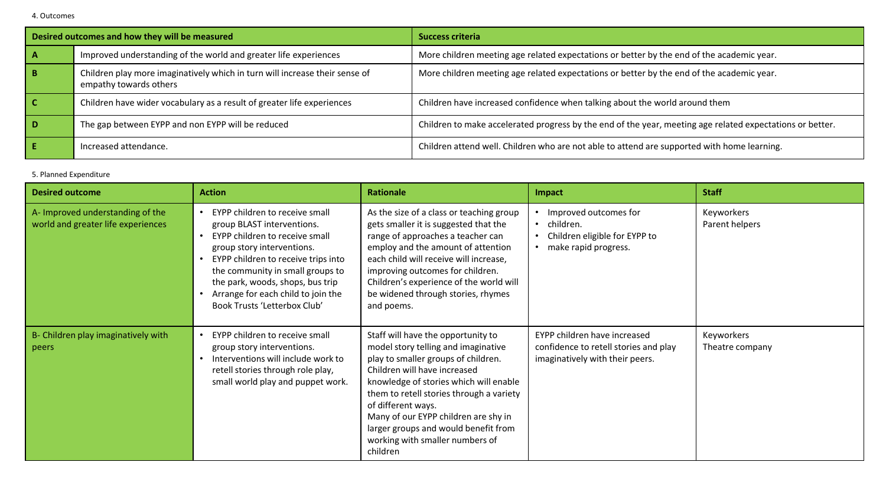4. Outcomes

| Desired outcomes and how they will be measured | | Success criteria |
|---|---|---|
| A | Improved understanding of the world and greater life experiences | More children meeting age related expectations or better by the end of the academic year. |
| B | Children play more imaginatively which in turn will increase their sense of empathy towards others | More children meeting age related expectations or better by the end of the academic year. |
| C | Children have wider vocabulary as a result of greater life experiences | Children have increased confidence when talking about the world around them |
| D | The gap between EYPP and non EYPP will be reduced | Children to make accelerated progress by the end of the year, meeting age related expectations or better. |
| E | Increased attendance. | Children attend well. Children who are not able to attend are supported with home learning. |

5. Planned Expenditure

| Desired outcome | Action | Rationale | Impact | Staff |
|---|---|---|---|---|
| A- Improved understanding of the world and greater life experiences | • EYPP children to receive small group BLAST interventions.<br>• EYPP children to receive small group story interventions.<br>• EYPP children to receive trips into the community in small groups to the park, woods, shops, bus trip<br>• Arrange for each child to join the Book Trusts 'Letterbox Club' | As the size of a class or teaching group gets smaller it is suggested that the range of approaches a teacher can employ and the amount of attention each child will receive will increase, improving outcomes for children. Children's experience of the world will be widened through stories, rhymes and poems. | • Improved outcomes for<br>• children.<br>• Children eligible for EYPP to<br>• make rapid progress. | Keyworkers<br>Parent helpers |
| B- Children play imaginatively with peers | • EYPP children to receive small group story interventions.<br>• Interventions will include work to retell stories through role play, small world play and puppet work. | Staff will have the opportunity to model story telling and imaginative play to smaller groups of children. Children will have increased knowledge of stories which will enable them to retell stories through a variety of different ways.<br>Many of our EYPP children are shy in larger groups and would benefit from working with smaller numbers of children | EYPP children have increased confidence to retell stories and play imaginatively with their peers. | Keyworkers<br>Theatre company |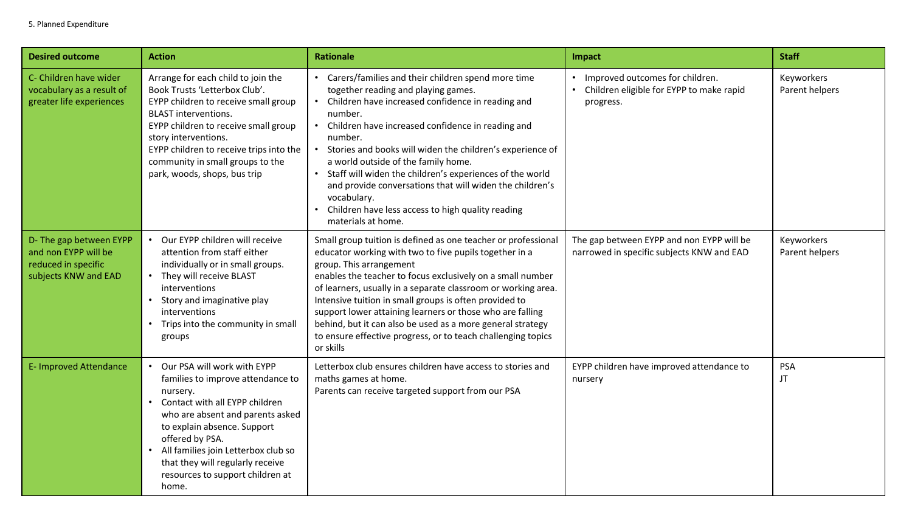5. Planned Expenditure

| Desired outcome | Action | Rationale | Impact | Staff |
| --- | --- | --- | --- | --- |
| C- Children have wider vocabulary as a result of greater life experiences | Arrange for each child to join the Book Trusts 'Letterbox Club'.<br>EYPP children to receive small group BLAST interventions.<br>EYPP children to receive small group story interventions.<br>EYPP children to receive trips into the community in small groups to the park, woods, shops, bus trip | • Carers/families and their children spend more time together reading and playing games.<br>• Children have increased confidence in reading and number.<br>• Children have increased confidence in reading and number.<br>• Stories and books will widen the children's experience of a world outside of the family home.<br>• Staff will widen the children's experiences of the world and provide conversations that will widen the children's vocabulary.<br>• Children have less access to high quality reading materials at home. | • Improved outcomes for children.<br>• Children eligible for EYPP to make rapid progress. | Keyworkers<br>Parent helpers |
| D- The gap between EYPP and non EYPP will be reduced in specific subjects KNW and EAD | • Our EYPP children will receive attention from staff either individually or in small groups.<br>• They will receive BLAST interventions<br>• Story and imaginative play interventions<br>• Trips into the community in small groups | Small group tuition is defined as one teacher or professional educator working with two to five pupils together in a group. This arrangement enables the teacher to focus exclusively on a small number of learners, usually in a separate classroom or working area. Intensive tuition in small groups is often provided to support lower attaining learners or those who are falling behind, but it can also be used as a more general strategy to ensure effective progress, or to teach challenging topics or skills | The gap between EYPP and non EYPP will be narrowed in specific subjects KNW and EAD | Keyworkers<br>Parent helpers |
| E- Improved Attendance | • Our PSA will work with EYPP families to improve attendance to nursery.<br>• Contact with all EYPP children who are absent and parents asked to explain absence. Support offered by PSA.<br>• All families join Letterbox club so that they will regularly receive resources to support children at home. | Letterbox club ensures children have access to stories and maths games at home.<br>Parents can receive targeted support from our PSA | EYPP children have improved attendance to nursery | PSA<br>JT |